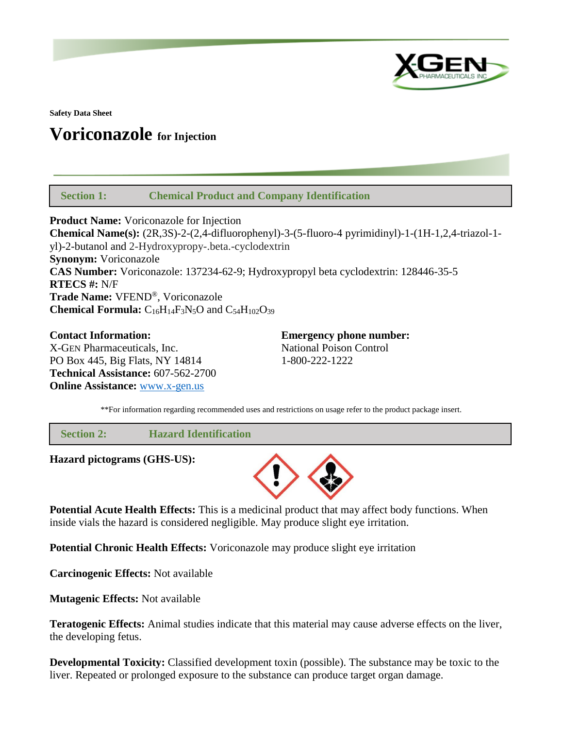**Safety Data Sheet**

# Voriconazole for Injection

## Section 1: Chemical Product and Company Identification

**Product Name:** Voriconazole for Injection
**Chemical Name(s):** (2R,3S)-2-(2,4-difluorophenyl)-3-(5-fluoro-4 pyrimidinyl)-1-(1H-1,2,4-triazol-1-yl)-2-butanol and 2-Hydroxypropy-.beta.-cyclodextrin
**Synonym:** Voriconazole
**CAS Number:** Voriconazole: 137234-62-9; Hydroxypropyl beta cyclodextrin: 128446-35-5
**RTECS #:** N/F
**Trade Name:** VFEND®, Voriconazole
**Chemical Formula:** $C_{16}H_{14}F_3N_5O$ and $C_{54}H_{102}O_{39}$

**Contact Information:**
X-GEN Pharmaceuticals, Inc.
PO Box 445, Big Flats, NY 14814
**Technical Assistance:** 607-562-2700
**Online Assistance:** www.x-gen.us

**Emergency phone number:**
National Poison Control
1-800-222-1222

**For information regarding recommended uses and restrictions on usage refer to the product package insert.

## Section 2: Hazard Identification

**Hazard pictograms (GHS-US):**

**Potential Acute Health Effects:** This is a medicinal product that may affect body functions. When inside vials the hazard is considered negligible. May produce slight eye irritation.

**Potential Chronic Health Effects:** Voriconazole may produce slight eye irritation

**Carcinogenic Effects:** Not available

**Mutagenic Effects:** Not available

**Teratogenic Effects:** Animal studies indicate that this material may cause adverse effects on the liver, the developing fetus.

**Developmental Toxicity:** Classified development toxin (possible). The substance may be toxic to the liver. Repeated or prolonged exposure to the substance can produce target organ damage.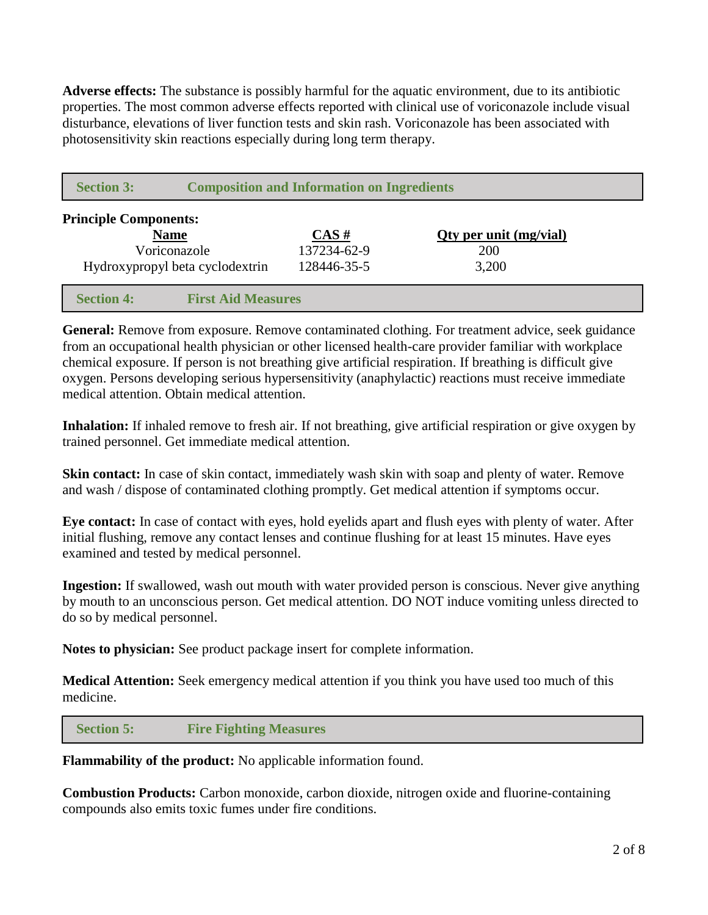**Adverse effects:** The substance is possibly harmful for the aquatic environment, due to its antibiotic properties. The most common adverse effects reported with clinical use of voriconazole include visual disturbance, elevations of liver function tests and skin rash. Voriconazole has been associated with photosensitivity skin reactions especially during long term therapy.

## Section 3: Composition and Information on Ingredients

**Principle Components:**

| Name | CAS # | Qty per unit (mg/vial) |
| --- | --- | --- |
| Voriconazole | 137234-62-9 | 200 |
| Hydroxypropyl beta cyclodextrin | 128446-35-5 | 3,200 |

## Section 4: First Aid Measures

**General:** Remove from exposure. Remove contaminated clothing. For treatment advice, seek guidance from an occupational health physician or other licensed health-care provider familiar with workplace chemical exposure. If person is not breathing give artificial respiration. If breathing is difficult give oxygen. Persons developing serious hypersensitivity (anaphylactic) reactions must receive immediate medical attention. Obtain medical attention.

**Inhalation:** If inhaled remove to fresh air. If not breathing, give artificial respiration or give oxygen by trained personnel. Get immediate medical attention.

**Skin contact:** In case of skin contact, immediately wash skin with soap and plenty of water. Remove and wash / dispose of contaminated clothing promptly. Get medical attention if symptoms occur.

**Eye contact:** In case of contact with eyes, hold eyelids apart and flush eyes with plenty of water. After initial flushing, remove any contact lenses and continue flushing for at least 15 minutes. Have eyes examined and tested by medical personnel.

**Ingestion:** If swallowed, wash out mouth with water provided person is conscious. Never give anything by mouth to an unconscious person. Get medical attention. DO NOT induce vomiting unless directed to do so by medical personnel.

**Notes to physician:** See product package insert for complete information.

**Medical Attention:** Seek emergency medical attention if you think you have used too much of this medicine.

## Section 5: Fire Fighting Measures

**Flammability of the product:** No applicable information found.

**Combustion Products:** Carbon monoxide, carbon dioxide, nitrogen oxide and fluorine-containing compounds also emits toxic fumes under fire conditions.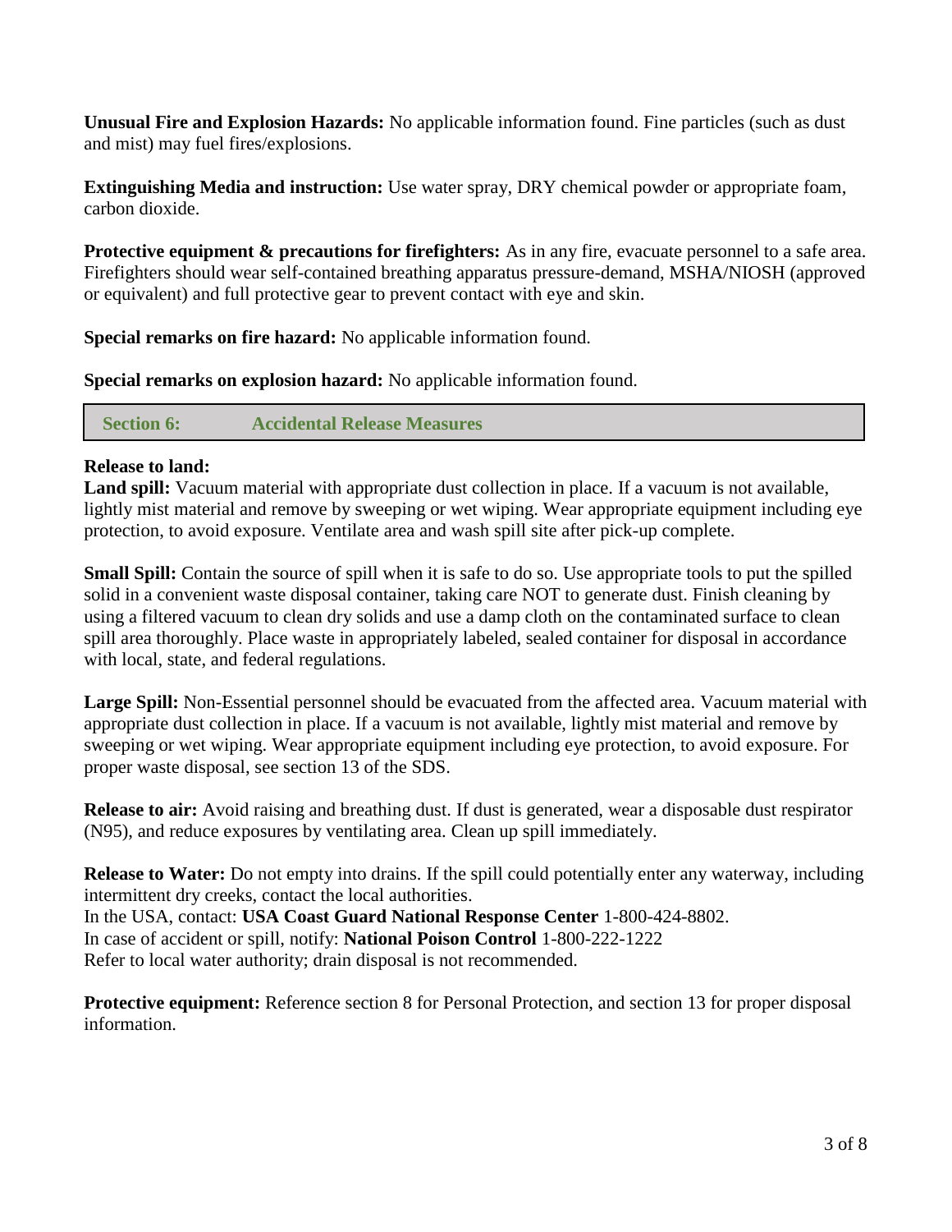**Unusual Fire and Explosion Hazards:** No applicable information found. Fine particles (such as dust and mist) may fuel fires/explosions.

**Extinguishing Media and instruction:** Use water spray, DRY chemical powder or appropriate foam, carbon dioxide.

**Protective equipment & precautions for firefighters:** As in any fire, evacuate personnel to a safe area. Firefighters should wear self-contained breathing apparatus pressure-demand, MSHA/NIOSH (approved or equivalent) and full protective gear to prevent contact with eye and skin.

**Special remarks on fire hazard:** No applicable information found.

**Special remarks on explosion hazard:** No applicable information found.

## Section 6: Accidental Release Measures

**Release to land:**

**Land spill:** Vacuum material with appropriate dust collection in place. If a vacuum is not available, lightly mist material and remove by sweeping or wet wiping. Wear appropriate equipment including eye protection, to avoid exposure. Ventilate area and wash spill site after pick-up complete.

**Small Spill:** Contain the source of spill when it is safe to do so. Use appropriate tools to put the spilled solid in a convenient waste disposal container, taking care NOT to generate dust. Finish cleaning by using a filtered vacuum to clean dry solids and use a damp cloth on the contaminated surface to clean spill area thoroughly. Place waste in appropriately labeled, sealed container for disposal in accordance with local, state, and federal regulations.

**Large Spill:** Non-Essential personnel should be evacuated from the affected area. Vacuum material with appropriate dust collection in place. If a vacuum is not available, lightly mist material and remove by sweeping or wet wiping. Wear appropriate equipment including eye protection, to avoid exposure. For proper waste disposal, see section 13 of the SDS.

**Release to air:** Avoid raising and breathing dust. If dust is generated, wear a disposable dust respirator (N95), and reduce exposures by ventilating area. Clean up spill immediately.

**Release to Water:** Do not empty into drains. If the spill could potentially enter any waterway, including intermittent dry creeks, contact the local authorities.
In the USA, contact: **USA Coast Guard National Response Center** 1-800-424-8802.
In case of accident or spill, notify: **National Poison Control** 1-800-222-1222
Refer to local water authority; drain disposal is not recommended.

**Protective equipment:** Reference section 8 for Personal Protection, and section 13 for proper disposal information.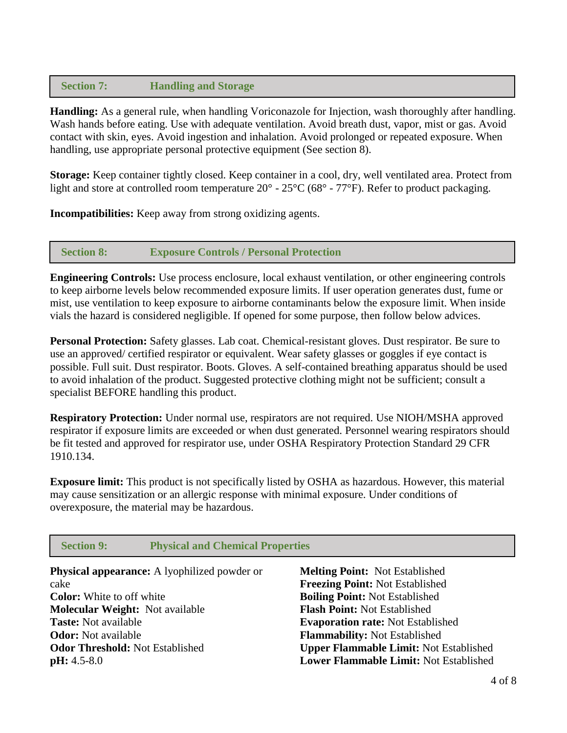## Section 7: Handling and Storage

**Handling:** As a general rule, when handling Voriconazole for Injection, wash thoroughly after handling. Wash hands before eating. Use with adequate ventilation. Avoid breath dust, vapor, mist or gas. Avoid contact with skin, eyes. Avoid ingestion and inhalation. Avoid prolonged or repeated exposure. When handling, use appropriate personal protective equipment (See section 8).

**Storage:** Keep container tightly closed. Keep container in a cool, dry, well ventilated area. Protect from light and store at controlled room temperature 20° - 25°C (68° - 77°F). Refer to product packaging.

**Incompatibilities:** Keep away from strong oxidizing agents.

## Section 8: Exposure Controls / Personal Protection

**Engineering Controls:** Use process enclosure, local exhaust ventilation, or other engineering controls to keep airborne levels below recommended exposure limits. If user operation generates dust, fume or mist, use ventilation to keep exposure to airborne contaminants below the exposure limit. When inside vials the hazard is considered negligible. If opened for some purpose, then follow below advices.

**Personal Protection:** Safety glasses. Lab coat. Chemical-resistant gloves. Dust respirator. Be sure to use an approved/ certified respirator or equivalent. Wear safety glasses or goggles if eye contact is possible. Full suit. Dust respirator. Boots. Gloves. A self-contained breathing apparatus should be used to avoid inhalation of the product. Suggested protective clothing might not be sufficient; consult a specialist BEFORE handling this product.

**Respiratory Protection:** Under normal use, respirators are not required. Use NIOH/MSHA approved respirator if exposure limits are exceeded or when dust generated. Personnel wearing respirators should be fit tested and approved for respirator use, under OSHA Respiratory Protection Standard 29 CFR 1910.134.

**Exposure limit:** This product is not specifically listed by OSHA as hazardous. However, this material may cause sensitization or an allergic response with minimal exposure. Under conditions of overexposure, the material may be hazardous.

## Section 9: Physical and Chemical Properties

**Physical appearance:** A lyophilized powder or cake
**Color:** White to off white
**Molecular Weight:** Not available
**Taste:** Not available
**Odor:** Not available
**Odor Threshold:** Not Established
**pH:** 4.5-8.0

**Melting Point:** Not Established
**Freezing Point:** Not Established
**Boiling Point:** Not Established
**Flash Point:** Not Established
**Evaporation rate:** Not Established
**Flammability:** Not Established
**Upper Flammable Limit:** Not Established
**Lower Flammable Limit:** Not Established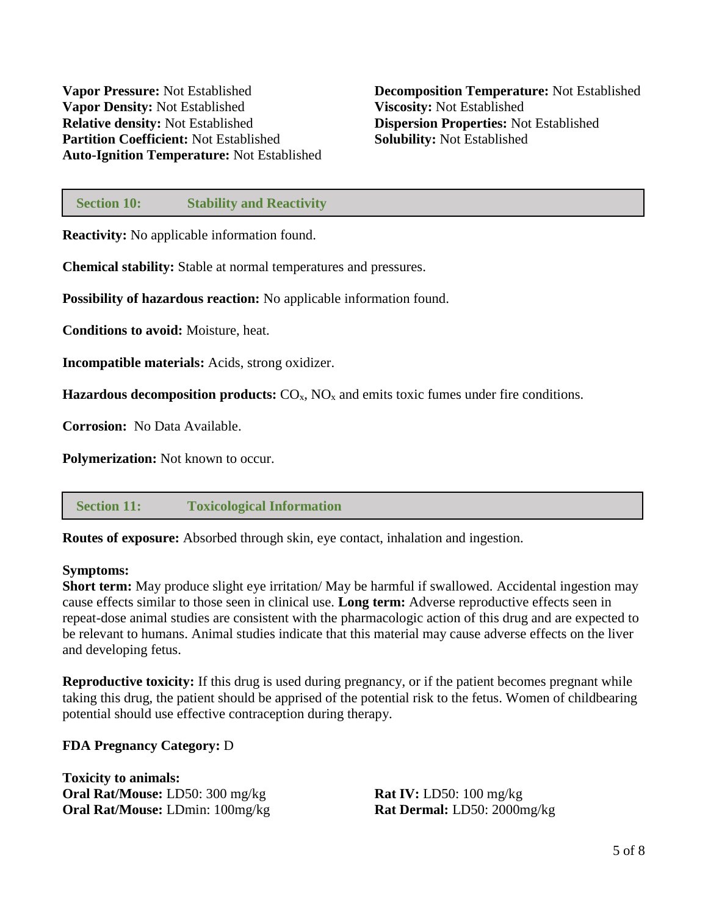**Vapor Pressure:** Not Established
**Vapor Density:** Not Established
**Relative density:** Not Established
**Partition Coefficient:** Not Established
**Auto-Ignition Temperature:** Not Established

**Decomposition Temperature:** Not Established
**Viscosity:** Not Established
**Dispersion Properties:** Not Established
**Solubility:** Not Established

## Section 10: Stability and Reactivity

**Reactivity:** No applicable information found.

**Chemical stability:** Stable at normal temperatures and pressures.

**Possibility of hazardous reaction:** No applicable information found.

**Conditions to avoid:** Moisture, heat.

**Incompatible materials:** Acids, strong oxidizer.

**Hazardous decomposition products:** $CO_x$, $NO_x$ and emits toxic fumes under fire conditions.

**Corrosion:** No Data Available.

**Polymerization:** Not known to occur.

## Section 11: Toxicological Information

**Routes of exposure:** Absorbed through skin, eye contact, inhalation and ingestion.

**Symptoms:**
**Short term:** May produce slight eye irritation/ May be harmful if swallowed. Accidental ingestion may cause effects similar to those seen in clinical use. **Long term:** Adverse reproductive effects seen in repeat-dose animal studies are consistent with the pharmacologic action of this drug and are expected to be relevant to humans. Animal studies indicate that this material may cause adverse effects on the liver and developing fetus.

**Reproductive toxicity:** If this drug is used during pregnancy, or if the patient becomes pregnant while taking this drug, the patient should be apprised of the potential risk to the fetus. Women of childbearing potential should use effective contraception during therapy.

**FDA Pregnancy Category:** D

**Toxicity to animals:**
**Oral Rat/Mouse:** LD50: 300 mg/kg
**Oral Rat/Mouse:** LDmin: 100mg/kg
**Rat IV:** LD50: 100 mg/kg
**Rat Dermal:** LD50: 2000mg/kg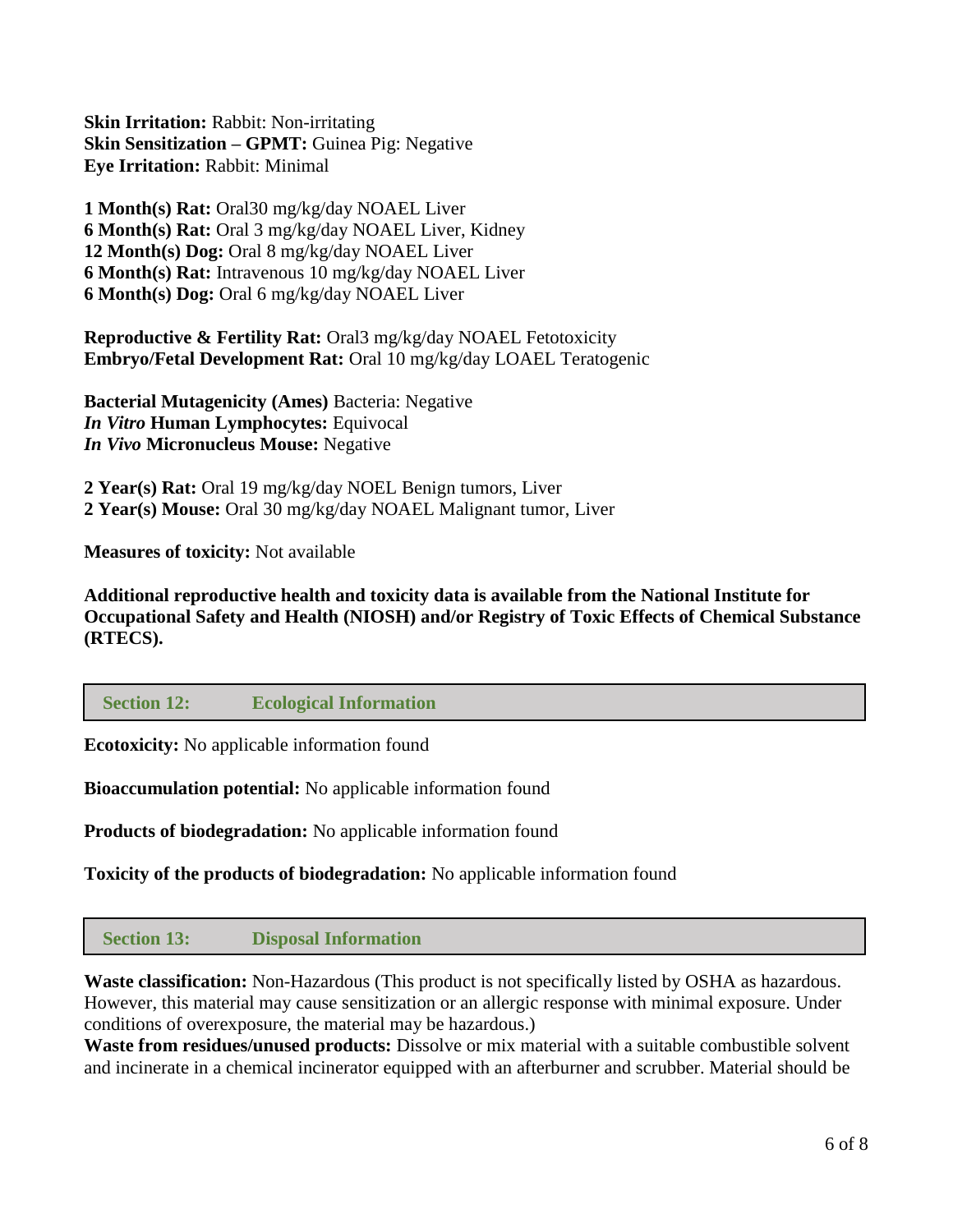**Skin Irritation:** Rabbit: Non-irritating
**Skin Sensitization – GPMT:** Guinea Pig: Negative
**Eye Irritation:** Rabbit: Minimal

**1 Month(s) Rat:** Oral30 mg/kg/day NOAEL Liver
**6 Month(s) Rat:** Oral 3 mg/kg/day NOAEL Liver, Kidney
**12 Month(s) Dog:** Oral 8 mg/kg/day NOAEL Liver
**6 Month(s) Rat:** Intravenous 10 mg/kg/day NOAEL Liver
**6 Month(s) Dog:** Oral 6 mg/kg/day NOAEL Liver

**Reproductive & Fertility Rat:** Oral3 mg/kg/day NOAEL Fetotoxicity
**Embryo/Fetal Development Rat:** Oral 10 mg/kg/day LOAEL Teratogenic

**Bacterial Mutagenicity (Ames)** Bacteria: Negative
***In Vitro* Human Lymphocytes:** Equivocal
***In Vivo* Micronucleus Mouse:** Negative

**2 Year(s) Rat:** Oral 19 mg/kg/day NOEL Benign tumors, Liver
**2 Year(s) Mouse:** Oral 30 mg/kg/day NOAEL Malignant tumor, Liver

**Measures of toxicity:** Not available

**Additional reproductive health and toxicity data is available from the National Institute for Occupational Safety and Health (NIOSH) and/or Registry of Toxic Effects of Chemical Substance (RTECS).**

## Section 12: Ecological Information

**Ecotoxicity:** No applicable information found

**Bioaccumulation potential:** No applicable information found

**Products of biodegradation:** No applicable information found

**Toxicity of the products of biodegradation:** No applicable information found

## Section 13: Disposal Information

**Waste classification:** Non-Hazardous (This product is not specifically listed by OSHA as hazardous. However, this material may cause sensitization or an allergic response with minimal exposure. Under conditions of overexposure, the material may be hazardous.)
**Waste from residues/unused products:** Dissolve or mix material with a suitable combustible solvent and incinerate in a chemical incinerator equipped with an afterburner and scrubber. Material should be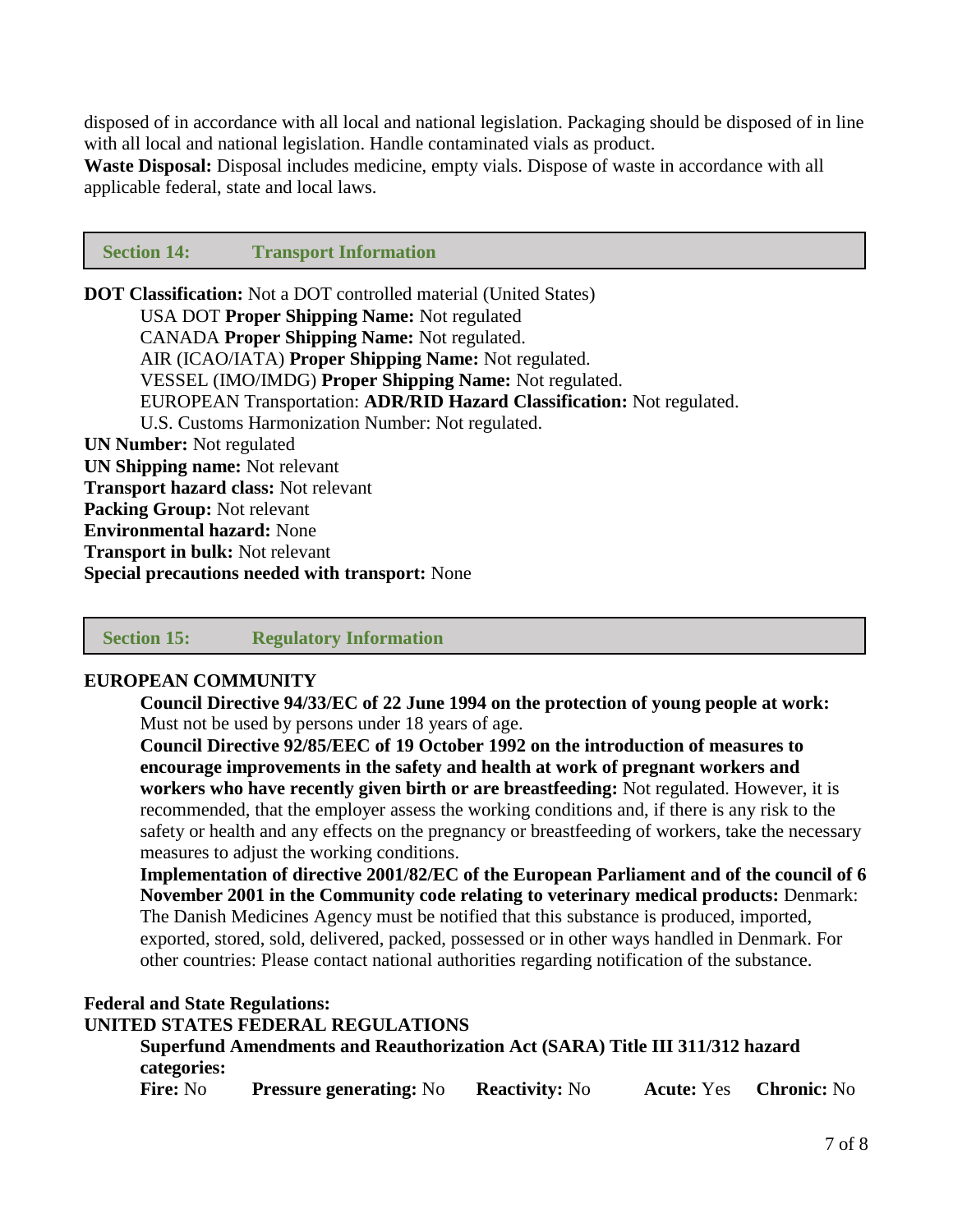disposed of in accordance with all local and national legislation. Packaging should be disposed of in line with all local and national legislation. Handle contaminated vials as product.

**Waste Disposal:** Disposal includes medicine, empty vials. Dispose of waste in accordance with all applicable federal, state and local laws.

## Section 14: Transport Information

**DOT Classification:** Not a DOT controlled material (United States)

- USA DOT **Proper Shipping Name:** Not regulated
- CANADA **Proper Shipping Name:** Not regulated.
- AIR (ICAO/IATA) **Proper Shipping Name:** Not regulated.
- VESSEL (IMO/IMDG) **Proper Shipping Name:** Not regulated.
- EUROPEAN Transportation: **ADR/RID Hazard Classification:** Not regulated.
- U.S. Customs Harmonization Number: Not regulated.

**UN Number:** Not regulated
**UN Shipping name:** Not relevant
**Transport hazard class:** Not relevant
**Packing Group:** Not relevant
**Environmental hazard:** None
**Transport in bulk:** Not relevant
**Special precautions needed with transport:** None

## Section 15: Regulatory Information

**EUROPEAN COMMUNITY**

**Council Directive 94/33/EC of 22 June 1994 on the protection of young people at work:** Must not be used by persons under 18 years of age.

**Council Directive 92/85/EEC of 19 October 1992 on the introduction of measures to encourage improvements in the safety and health at work of pregnant workers and workers who have recently given birth or are breastfeeding:** Not regulated. However, it is recommended, that the employer assess the working conditions and, if there is any risk to the safety or health and any effects on the pregnancy or breastfeeding of workers, take the necessary measures to adjust the working conditions.

**Implementation of directive 2001/82/EC of the European Parliament and of the council of 6 November 2001 in the Community code relating to veterinary medical products:** Denmark: The Danish Medicines Agency must be notified that this substance is produced, imported, exported, stored, sold, delivered, packed, possessed or in other ways handled in Denmark. For other countries: Please contact national authorities regarding notification of the substance.

**Federal and State Regulations:**

**UNITED STATES FEDERAL REGULATIONS**

**Superfund Amendments and Reauthorization Act (SARA) Title III 311/312 hazard categories:**

**Fire:** No **Pressure generating:** No **Reactivity:** No **Acute:** Yes **Chronic:** No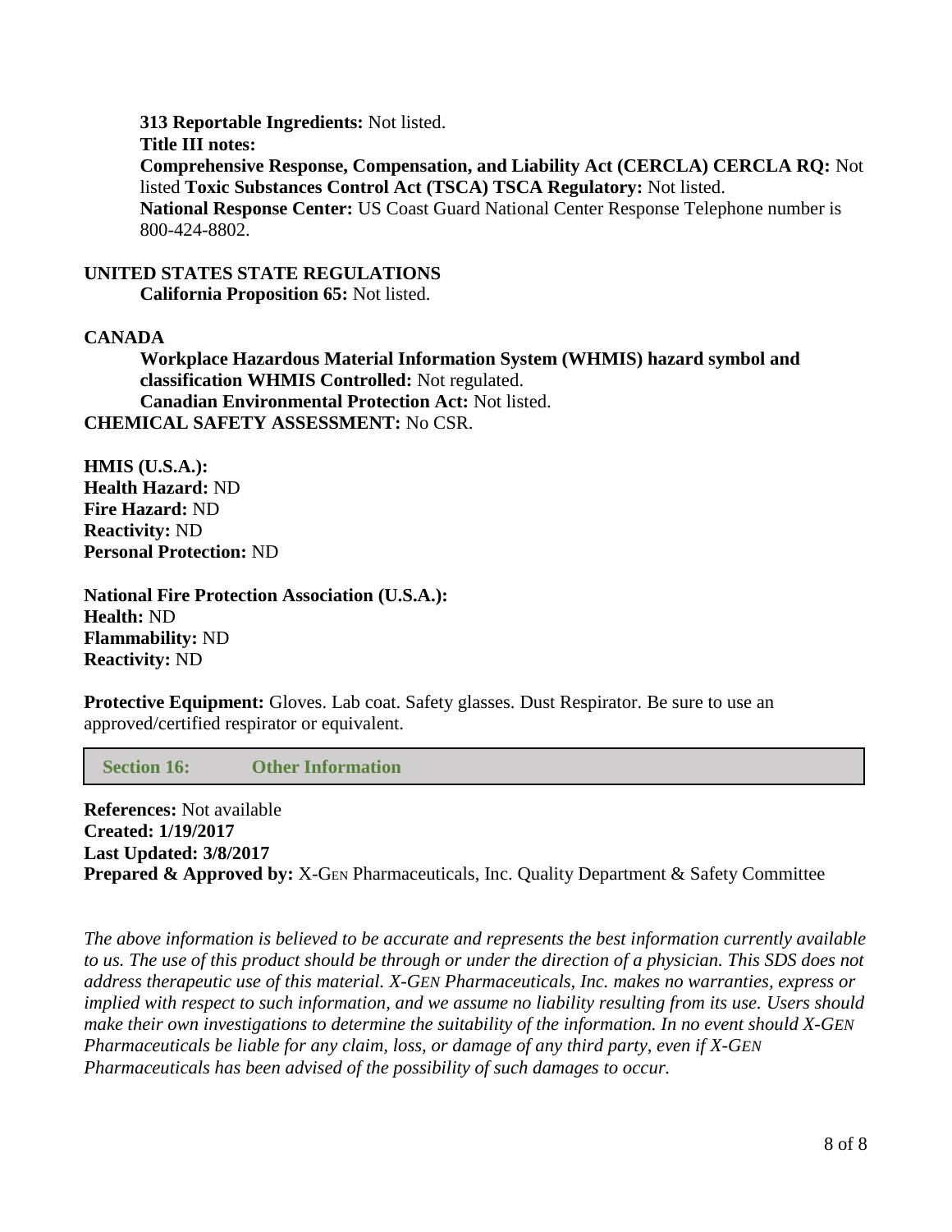**313 Reportable Ingredients:** Not listed.
**Title III notes:**
**Comprehensive Response, Compensation, and Liability Act (CERCLA) CERCLA RQ:** Not listed **Toxic Substances Control Act (TSCA) TSCA Regulatory:** Not listed.
**National Response Center:** US Coast Guard National Center Response Telephone number is 800-424-8802.

**UNITED STATES STATE REGULATIONS**
**California Proposition 65:** Not listed.

**CANADA**
**Workplace Hazardous Material Information System (WHMIS) hazard symbol and classification WHMIS Controlled:** Not regulated.
**Canadian Environmental Protection Act:** Not listed.
**CHEMICAL SAFETY ASSESSMENT:** No CSR.

**HMIS (U.S.A.):**
**Health Hazard:** ND
**Fire Hazard:** ND
**Reactivity:** ND
**Personal Protection:** ND

**National Fire Protection Association (U.S.A.):**
**Health:** ND
**Flammability:** ND
**Reactivity:** ND

**Protective Equipment:** Gloves. Lab coat. Safety glasses. Dust Respirator. Be sure to use an approved/certified respirator or equivalent.

## Section 16: Other Information

**References:** Not available
**Created: 1/19/2017**
**Last Updated: 3/8/2017**
**Prepared & Approved by:** X-GEN Pharmaceuticals, Inc. Quality Department & Safety Committee

*The above information is believed to be accurate and represents the best information currently available to us. The use of this product should be through or under the direction of a physician. This SDS does not address therapeutic use of this material. X-GEN Pharmaceuticals, Inc. makes no warranties, express or implied with respect to such information, and we assume no liability resulting from its use. Users should make their own investigations to determine the suitability of the information. In no event should X-GEN Pharmaceuticals be liable for any claim, loss, or damage of any third party, even if X-GEN Pharmaceuticals has been advised of the possibility of such damages to occur.*